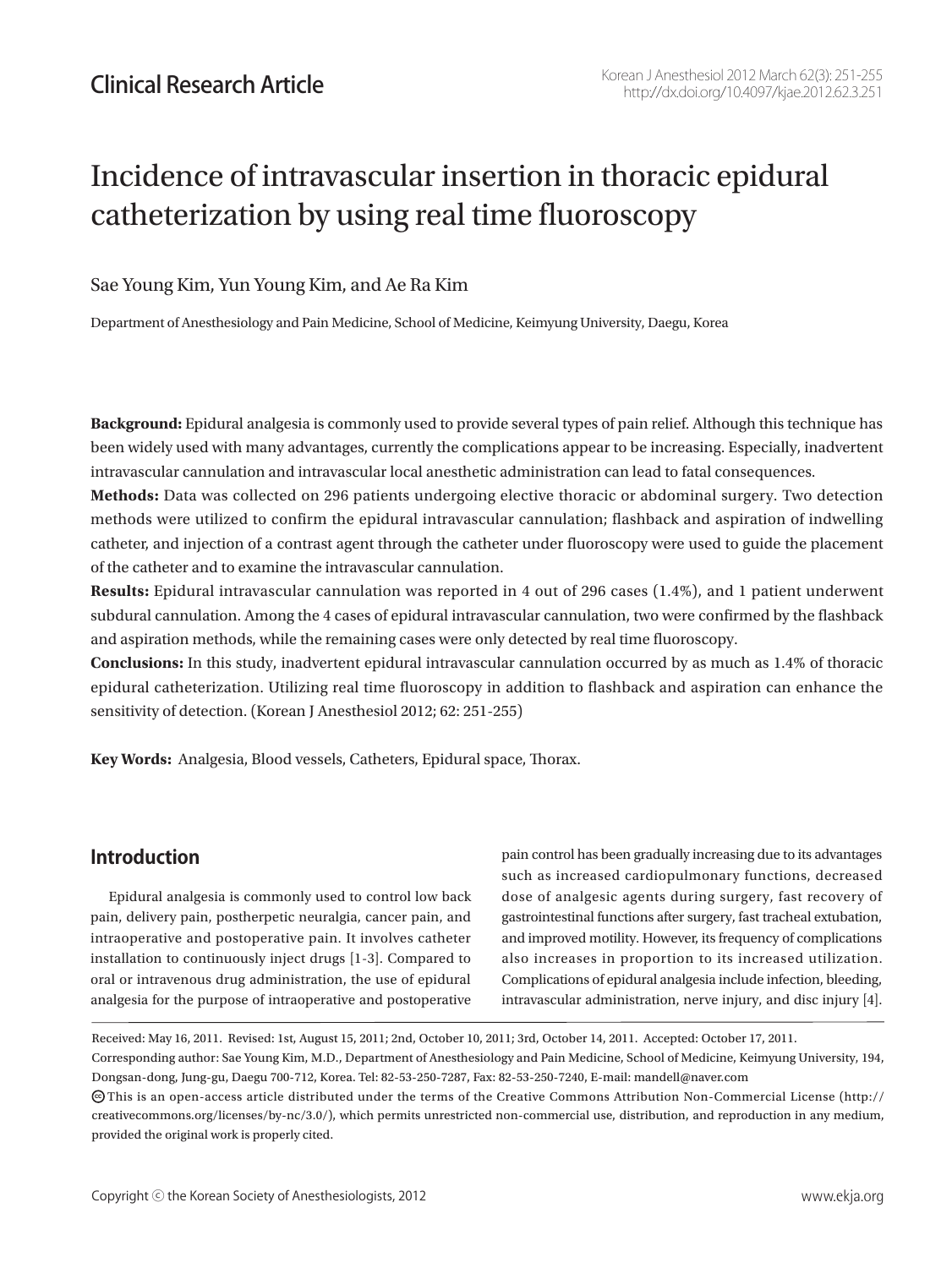Clinical Research Article

# Incidence of intravascular insertion in thoracic epidural catheterization by using real time fluoroscopy

Sae Young Kim, Yun Young Kim, and Ae Ra Kim

Department of Anesthesiology and Pain Medicine, School of Medicine, Keimyung University, Daegu, Korea

**Background:** Epidural analgesia is commonly used to provide several types of pain relief. Although this technique has been widely used with many advantages, currently the complications appear to be increasing. Especially, inadvertent intravascular cannulation and intravascular local anesthetic administration can lead to fatal consequences.

**Methods:** Data was collected on 296 patients undergoing elective thoracic or abdominal surgery. Two detection methods were utilized to confirm the epidural intravascular cannulation; flashback and aspiration of indwelling catheter, and injection of a contrast agent through the catheter under fluoroscopy were used to guide the placement of the catheter and to examine the intravascular cannulation.

**Results:** Epidural intravascular cannulation was reported in 4 out of 296 cases (1.4%), and 1 patient underwent subdural cannulation. Among the 4 cases of epidural intravascular cannulation, two were confirmed by the flashback and aspiration methods, while the remaining cases were only detected by real time fluoroscopy.

**Conclusions:** In this study, inadvertent epidural intravascular cannulation occurred by as much as 1.4% of thoracic epidural catheterization. Utilizing real time fluoroscopy in addition to flashback and aspiration can enhance the sensitivity of detection. (Korean J Anesthesiol 2012; 62: 251-255)

**Key Words:** Analgesia, Blood vessels, Catheters, Epidural space, Thorax.

## Introduction

Epidural analgesia is commonly used to control low back pain, delivery pain, postherpetic neuralgia, cancer pain, and intraoperative and postoperative pain. It involves catheter installation to continuously inject drugs [1-3]. Compared to oral or intravenous drug administration, the use of epidural analgesia for the purpose of intraoperative and postoperative pain control has been gradually increasing due to its advantages such as increased cardiopulmonary functions, decreased dose of analgesic agents during surgery, fast recovery of gastrointestinal functions after surgery, fast tracheal extubation, and improved motility. However, its frequency of complications also increases in proportion to its increased utilization. Complications of epidural analgesia include infection, bleeding, intravascular administration, nerve injury, and disc injury [4].

Received: May 16, 2011. Revised: 1st, August 15, 2011; 2nd, October 10, 2011; 3rd, October 14, 2011. Accepted: October 17, 2011.

Corresponding author: Sae Young Kim, M.D., Department of Anesthesiology and Pain Medicine, School of Medicine, Keimyung University, 194, Dongsan-dong, Jung-gu, Daegu 700-712, Korea. Tel: 82-53-250-7287, Fax: 82-53-250-7240, E-mail: mandell@naver.com

This is an open-access article distributed under the terms of the Creative Commons Attribution Non-Commercial License (http://creativecommons.org/licenses/by-nc/3.0/), which permits unrestricted non-commercial use, distribution, and reproduction in any medium, provided the original work is properly cited.

Copyright ⓒ the Korean Society of Anesthesiologists, 2012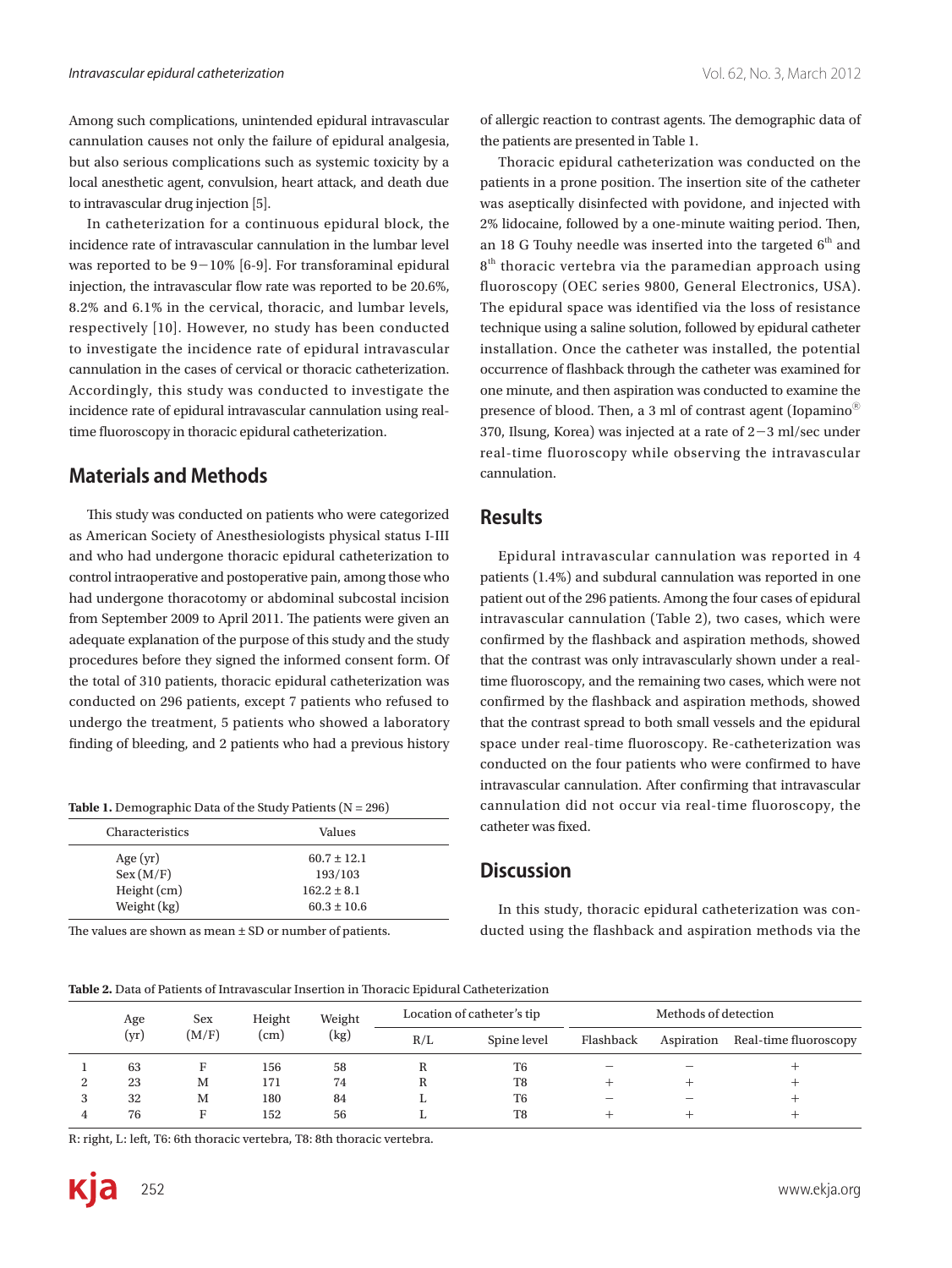Among such complications, unintended epidural intravascular cannulation causes not only the failure of epidural analgesia, but also serious complications such as systemic toxicity by a local anesthetic agent, convulsion, heart attack, and death due to intravascular drug injection [5].

In catheterization for a continuous epidural block, the incidence rate of intravascular cannulation in the lumbar level was reported to be 9−10% [6-9]. For transforaminal epidural injection, the intravascular flow rate was reported to be 20.6%, 8.2% and 6.1% in the cervical, thoracic, and lumbar levels, respectively [10]. However, no study has been conducted to investigate the incidence rate of epidural intravascular cannulation in the cases of cervical or thoracic catheterization. Accordingly, this study was conducted to investigate the incidence rate of epidural intravascular cannulation using real-time fluoroscopy in thoracic epidural catheterization.

## Materials and Methods

This study was conducted on patients who were categorized as American Society of Anesthesiologists physical status I-III and who had undergone thoracic epidural catheterization to control intraoperative and postoperative pain, among those who had undergone thoracotomy or abdominal subcostal incision from September 2009 to April 2011. The patients were given an adequate explanation of the purpose of this study and the study procedures before they signed the informed consent form. Of the total of 310 patients, thoracic epidural catheterization was conducted on 296 patients, except 7 patients who refused to undergo the treatment, 5 patients who showed a laboratory finding of bleeding, and 2 patients who had a previous history of allergic reaction to contrast agents. The demographic data of the patients are presented in Table 1.

**Table 1.** Demographic Data of the Study Patients (N = 296)

| Characteristics | Values |
|---|---|
| Age (yr) | 60.7 ± 12.1 |
| Sex (M/F) | 193/103 |
| Height (cm) | 162.2 ± 8.1 |
| Weight (kg) | 60.3 ± 10.6 |

The values are shown as mean ± SD or number of patients.

Thoracic epidural catheterization was conducted on the patients in a prone position. The insertion site of the catheter was aseptically disinfected with povidone, and injected with 2% lidocaine, followed by a one-minute waiting period. Then, an 18 G Touhy needle was inserted into the targeted 6th and 8th thoracic vertebra via the paramedian approach using fluoroscopy (OEC series 9800, General Electronics, USA). The epidural space was identified via the loss of resistance technique using a saline solution, followed by epidural catheter installation. Once the catheter was installed, the potential occurrence of flashback through the catheter was examined for one minute, and then aspiration was conducted to examine the presence of blood. Then, a 3 ml of contrast agent (Iopamino® 370, Ilsung, Korea) was injected at a rate of 2−3 ml/sec under real-time fluoroscopy while observing the intravascular cannulation.

## Results

Epidural intravascular cannulation was reported in 4 patients (1.4%) and subdural cannulation was reported in one patient out of the 296 patients. Among the four cases of epidural intravascular cannulation (Table 2), two cases, which were confirmed by the flashback and aspiration methods, showed that the contrast was only intravascularly shown under a real-time fluoroscopy, and the remaining two cases, which were not confirmed by the flashback and aspiration methods, showed that the contrast spread to both small vessels and the epidural space under real-time fluoroscopy. Re-catheterization was conducted on the four patients who were confirmed to have intravascular cannulation. After confirming that intravascular cannulation did not occur via real-time fluoroscopy, the catheter was fixed.

## Discussion

In this study, thoracic epidural catheterization was conducted using the flashback and aspiration methods via the

**Table 2.** Data of Patients of Intravascular Insertion in Thoracic Epidural Catheterization

| | Age (yr) | Sex (M/F) | Height (cm) | Weight (kg) | Location of catheter's tip | | Methods of detection | | |
|---|---|---|---|---|---|---|---|---|---|
| | | | | | R/L | Spine level | Flashback | Aspiration | Real-time fluoroscopy |
| 1 | 63 | F | 156 | 58 | R | T6 | − | − | + |
| 2 | 23 | M | 171 | 74 | R | T8 | + | + | + |
| 3 | 32 | M | 180 | 84 | L | T6 | − | − | + |
| 4 | 76 | F | 152 | 56 | L | T8 | + | + | + |

R: right, L: left, T6: 6th thoracic vertebra, T8: 8th thoracic vertebra.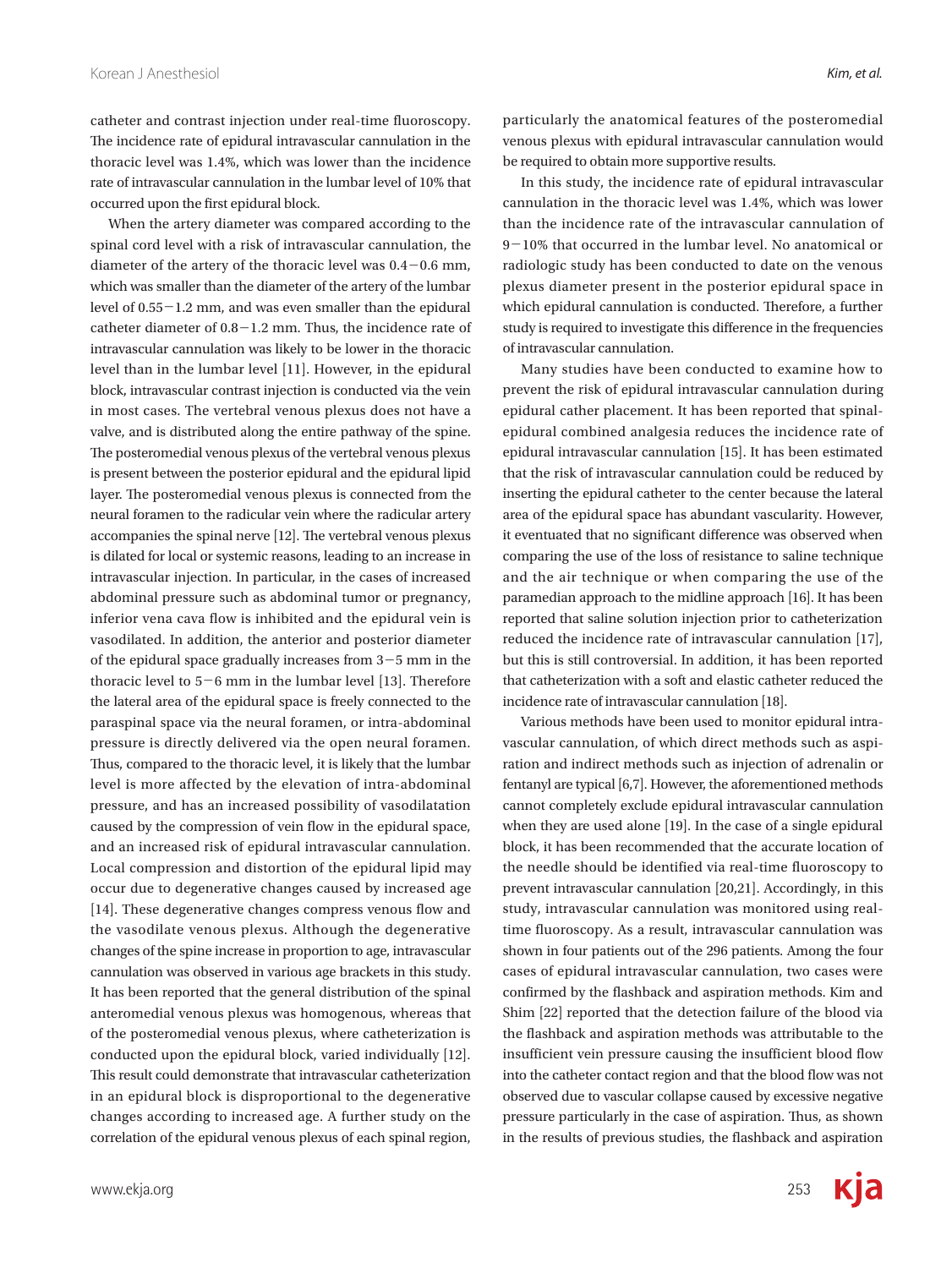catheter and contrast injection under real-time fluoroscopy. The incidence rate of epidural intravascular cannulation in the thoracic level was 1.4%, which was lower than the incidence rate of intravascular cannulation in the lumbar level of 10% that occurred upon the first epidural block.

When the artery diameter was compared according to the spinal cord level with a risk of intravascular cannulation, the diameter of the artery of the thoracic level was 0.4−0.6 mm, which was smaller than the diameter of the artery of the lumbar level of 0.55−1.2 mm, and was even smaller than the epidural catheter diameter of 0.8−1.2 mm. Thus, the incidence rate of intravascular cannulation was likely to be lower in the thoracic level than in the lumbar level [11]. However, in the epidural block, intravascular contrast injection is conducted via the vein in most cases. The vertebral venous plexus does not have a valve, and is distributed along the entire pathway of the spine. The posteromedial venous plexus of the vertebral venous plexus is present between the posterior epidural and the epidural lipid layer. The posteromedial venous plexus is connected from the neural foramen to the radicular vein where the radicular artery accompanies the spinal nerve [12]. The vertebral venous plexus is dilated for local or systemic reasons, leading to an increase in intravascular injection. In particular, in the cases of increased abdominal pressure such as abdominal tumor or pregnancy, inferior vena cava flow is inhibited and the epidural vein is vasodilated. In addition, the anterior and posterior diameter of the epidural space gradually increases from 3−5 mm in the thoracic level to 5−6 mm in the lumbar level [13]. Therefore the lateral area of the epidural space is freely connected to the paraspinal space via the neural foramen, or intra-abdominal pressure is directly delivered via the open neural foramen. Thus, compared to the thoracic level, it is likely that the lumbar level is more affected by the elevation of intra-abdominal pressure, and has an increased possibility of vasodilatation caused by the compression of vein flow in the epidural space, and an increased risk of epidural intravascular cannulation. Local compression and distortion of the epidural lipid may occur due to degenerative changes caused by increased age [14]. These degenerative changes compress venous flow and the vasodilate venous plexus. Although the degenerative changes of the spine increase in proportion to age, intravascular cannulation was observed in various age brackets in this study. It has been reported that the general distribution of the spinal anteromedial venous plexus was homogenous, whereas that of the posteromedial venous plexus, where catheterization is conducted upon the epidural block, varied individually [12]. This result could demonstrate that intravascular catheterization in an epidural block is disproportional to the degenerative changes according to increased age. A further study on the correlation of the epidural venous plexus of each spinal region, particularly the anatomical features of the posteromedial venous plexus with epidural intravascular cannulation would be required to obtain more supportive results.

In this study, the incidence rate of epidural intravascular cannulation in the thoracic level was 1.4%, which was lower than the incidence rate of the intravascular cannulation of 9−10% that occurred in the lumbar level. No anatomical or radiologic study has been conducted to date on the venous plexus diameter present in the posterior epidural space in which epidural cannulation is conducted. Therefore, a further study is required to investigate this difference in the frequencies of intravascular cannulation.

Many studies have been conducted to examine how to prevent the risk of epidural intravascular cannulation during epidural cather placement. It has been reported that spinal-epidural combined analgesia reduces the incidence rate of epidural intravascular cannulation [15]. It has been estimated that the risk of intravascular cannulation could be reduced by inserting the epidural catheter to the center because the lateral area of the epidural space has abundant vascularity. However, it eventuated that no significant difference was observed when comparing the use of the loss of resistance to saline technique and the air technique or when comparing the use of the paramedian approach to the midline approach [16]. It has been reported that saline solution injection prior to catheterization reduced the incidence rate of intravascular cannulation [17], but this is still controversial. In addition, it has been reported that catheterization with a soft and elastic catheter reduced the incidence rate of intravascular cannulation [18].

Various methods have been used to monitor epidural intravascular cannulation, of which direct methods such as aspiration and indirect methods such as injection of adrenalin or fentanyl are typical [6,7]. However, the aforementioned methods cannot completely exclude epidural intravascular cannulation when they are used alone [19]. In the case of a single epidural block, it has been recommended that the accurate location of the needle should be identified via real-time fluoroscopy to prevent intravascular cannulation [20,21]. Accordingly, in this study, intravascular cannulation was monitored using real-time fluoroscopy. As a result, intravascular cannulation was shown in four patients out of the 296 patients. Among the four cases of epidural intravascular cannulation, two cases were confirmed by the flashback and aspiration methods. Kim and Shim [22] reported that the detection failure of the blood via the flashback and aspiration methods was attributable to the insufficient vein pressure causing the insufficient blood flow into the catheter contact region and that the blood flow was not observed due to vascular collapse caused by excessive negative pressure particularly in the case of aspiration. Thus, as shown in the results of previous studies, the flashback and aspiration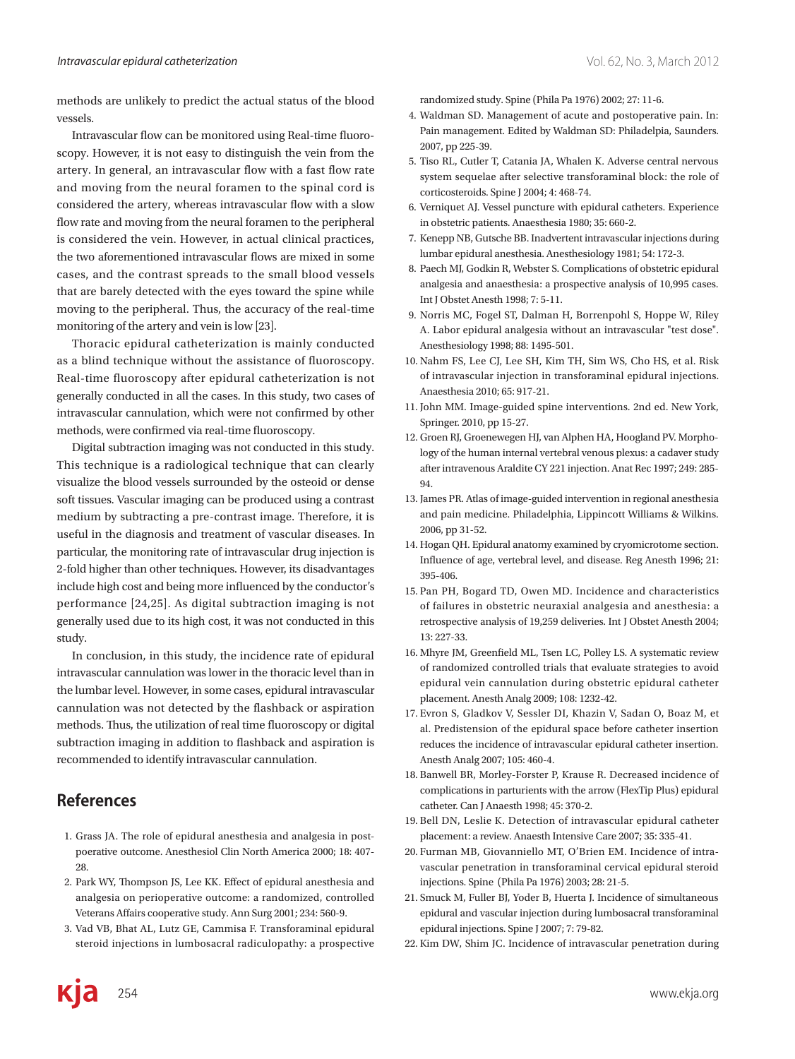methods are unlikely to predict the actual status of the blood vessels.

Intravascular flow can be monitored using Real-time fluoroscopy. However, it is not easy to distinguish the vein from the artery. In general, an intravascular flow with a fast flow rate and moving from the neural foramen to the spinal cord is considered the artery, whereas intravascular flow with a slow flow rate and moving from the neural foramen to the peripheral is considered the vein. However, in actual clinical practices, the two aforementioned intravascular flows are mixed in some cases, and the contrast spreads to the small blood vessels that are barely detected with the eyes toward the spine while moving to the peripheral. Thus, the accuracy of the real-time monitoring of the artery and vein is low [23].

Thoracic epidural catheterization is mainly conducted as a blind technique without the assistance of fluoroscopy. Real-time fluoroscopy after epidural catheterization is not generally conducted in all the cases. In this study, two cases of intravascular cannulation, which were not confirmed by other methods, were confirmed via real-time fluoroscopy.

Digital subtraction imaging was not conducted in this study. This technique is a radiological technique that can clearly visualize the blood vessels surrounded by the osteoid or dense soft tissues. Vascular imaging can be produced using a contrast medium by subtracting a pre-contrast image. Therefore, it is useful in the diagnosis and treatment of vascular diseases. In particular, the monitoring rate of intravascular drug injection is 2-fold higher than other techniques. However, its disadvantages include high cost and being more influenced by the conductor's performance [24,25]. As digital subtraction imaging is not generally used due to its high cost, it was not conducted in this study.

In conclusion, in this study, the incidence rate of epidural intravascular cannulation was lower in the thoracic level than in the lumbar level. However, in some cases, epidural intravascular cannulation was not detected by the flashback or aspiration methods. Thus, the utilization of real time fluoroscopy or digital subtraction imaging in addition to flashback and aspiration is recommended to identify intravascular cannulation.

## References

1. Grass JA. The role of epidural anesthesia and analgesia in postpoerative outcome. Anesthesiol Clin North America 2000; 18: 407-28.
2. Park WY, Thompson JS, Lee KK. Effect of epidural anesthesia and analgesia on perioperative outcome: a randomized, controlled Veterans Affairs cooperative study. Ann Surg 2001; 234: 560-9.
3. Vad VB, Bhat AL, Lutz GE, Cammisa F. Transforaminal epidural steroid injections in lumbosacral radiculopathy: a prospective randomized study. Spine (Phila Pa 1976) 2002; 27: 11-6.
4. Waldman SD. Management of acute and postoperative pain. In: Pain management. Edited by Waldman SD: Philadelpia, Saunders. 2007, pp 225-39.
5. Tiso RL, Cutler T, Catania JA, Whalen K. Adverse central nervous system sequelae after selective transforaminal block: the role of corticosteroids. Spine J 2004; 4: 468-74.
6. Verniquet AJ. Vessel puncture with epidural catheters. Experience in obstetric patients. Anaesthesia 1980; 35: 660-2.
7. Kenepp NB, Gutsche BB. Inadvertent intravascular injections during lumbar epidural anesthesia. Anesthesiology 1981; 54: 172-3.
8. Paech MJ, Godkin R, Webster S. Complications of obstetric epidural analgesia and anaesthesia: a prospective analysis of 10,995 cases. Int J Obstet Anesth 1998; 7: 5-11.
9. Norris MC, Fogel ST, Dalman H, Borrenpohl S, Hoppe W, Riley A. Labor epidural analgesia without an intravascular "test dose". Anesthesiology 1998; 88: 1495-501.
10. Nahm FS, Lee CJ, Lee SH, Kim TH, Sim WS, Cho HS, et al. Risk of intravascular injection in transforaminal epidural injections. Anaesthesia 2010; 65: 917-21.
11. John MM. Image-guided spine interventions. 2nd ed. New York, Springer. 2010, pp 15-27.
12. Groen RJ, Groenewegen HJ, van Alphen HA, Hoogland PV. Morphology of the human internal vertebral venous plexus: a cadaver study after intravenous Araldite CY 221 injection. Anat Rec 1997; 249: 285-94.
13. James PR. Atlas of image-guided intervention in regional anesthesia and pain medicine. Philadelphia, Lippincott Williams & Wilkins. 2006, pp 31-52.
14. Hogan QH. Epidural anatomy examined by cryomicrotome section. Influence of age, vertebral level, and disease. Reg Anesth 1996; 21: 395-406.
15. Pan PH, Bogard TD, Owen MD. Incidence and characteristics of failures in obstetric neuraxial analgesia and anesthesia: a retrospective analysis of 19,259 deliveries. Int J Obstet Anesth 2004; 13: 227-33.
16. Mhyre JM, Greenfield ML, Tsen LC, Polley LS. A systematic review of randomized controlled trials that evaluate strategies to avoid epidural vein cannulation during obstetric epidural catheter placement. Anesth Analg 2009; 108: 1232-42.
17. Evron S, Gladkov V, Sessler DI, Khazin V, Sadan O, Boaz M, et al. Predistension of the epidural space before catheter insertion reduces the incidence of intravascular epidural catheter insertion. Anesth Analg 2007; 105: 460-4.
18. Banwell BR, Morley-Forster P, Krause R. Decreased incidence of complications in parturients with the arrow (FlexTip Plus) epidural catheter. Can J Anaesth 1998; 45: 370-2.
19. Bell DN, Leslie K. Detection of intravascular epidural catheter placement: a review. Anaesth Intensive Care 2007; 35: 335-41.
20. Furman MB, Giovanniello MT, O'Brien EM. Incidence of intravascular penetration in transforaminal cervical epidural steroid injections. Spine (Phila Pa 1976) 2003; 28: 21-5.
21. Smuck M, Fuller BJ, Yoder B, Huerta J. Incidence of simultaneous epidural and vascular injection during lumbosacral transforaminal epidural injections. Spine J 2007; 7: 79-82.
22. Kim DW, Shim JC. Incidence of intravascular penetration during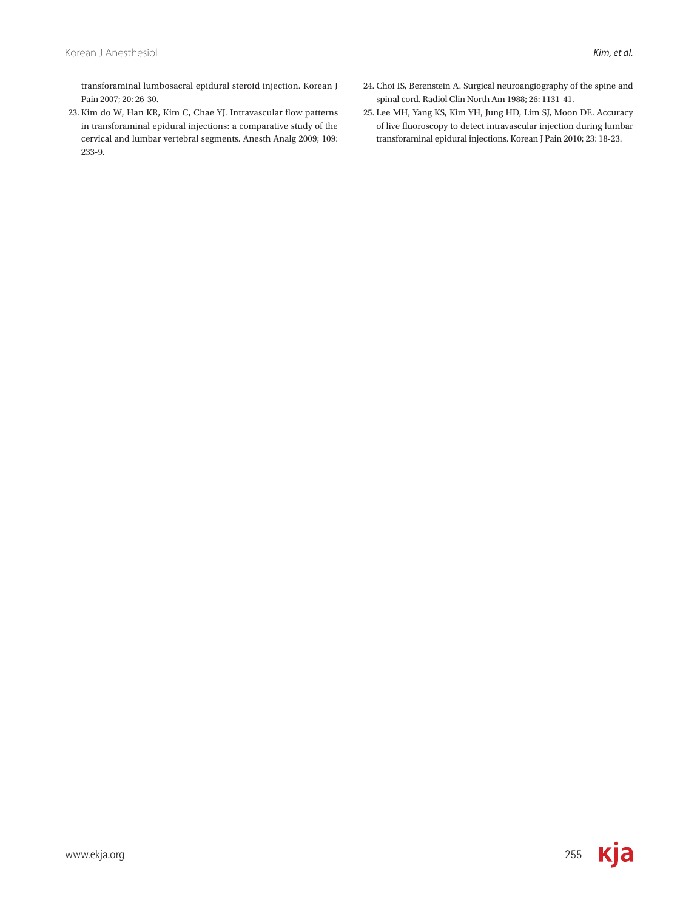transforaminal lumbosacral epidural steroid injection. Korean J Pain 2007; 20: 26-30.

23. Kim do W, Han KR, Kim C, Chae YJ. Intravascular flow patterns in transforaminal epidural injections: a comparative study of the cervical and lumbar vertebral segments. Anesth Analg 2009; 109: 233-9.

24. Choi IS, Berenstein A. Surgical neuroangiography of the spine and spinal cord. Radiol Clin North Am 1988; 26: 1131-41.

25. Lee MH, Yang KS, Kim YH, Jung HD, Lim SJ, Moon DE. Accuracy of live fluoroscopy to detect intravascular injection during lumbar transforaminal epidural injections. Korean J Pain 2010; 23: 18-23.